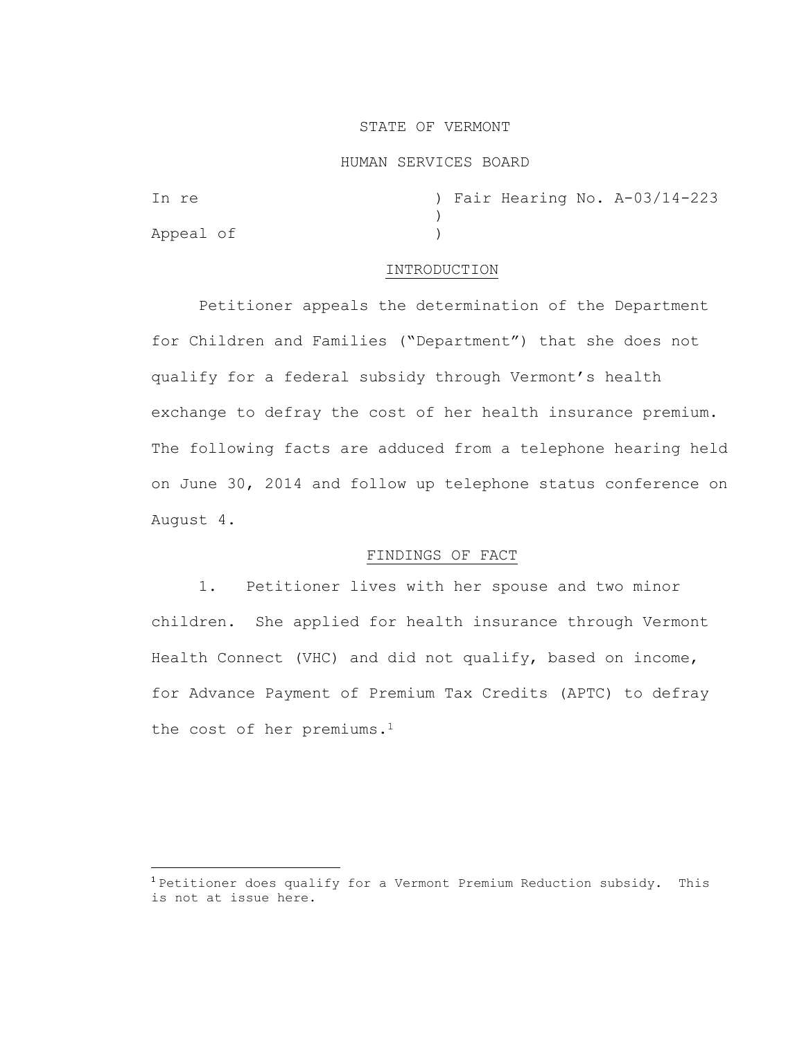STATE OF VERMONT

HUMAN SERVICES BOARD

In re ) Fair Hearing No. A-03/14-223
)
Appeal of )

## INTRODUCTION

Petitioner appeals the determination of the Department for Children and Families ("Department") that she does not qualify for a federal subsidy through Vermont's health exchange to defray the cost of her health insurance premium. The following facts are adduced from a telephone hearing held on June 30, 2014 and follow up telephone status conference on August 4.

## FINDINGS OF FACT

1. Petitioner lives with her spouse and two minor children. She applied for health insurance through Vermont Health Connect (VHC) and did not qualify, based on income, for Advance Payment of Premium Tax Credits (APTC) to defray the cost of her premiums.[1]

---

[1] Petitioner does qualify for a Vermont Premium Reduction subsidy. This is not at issue here.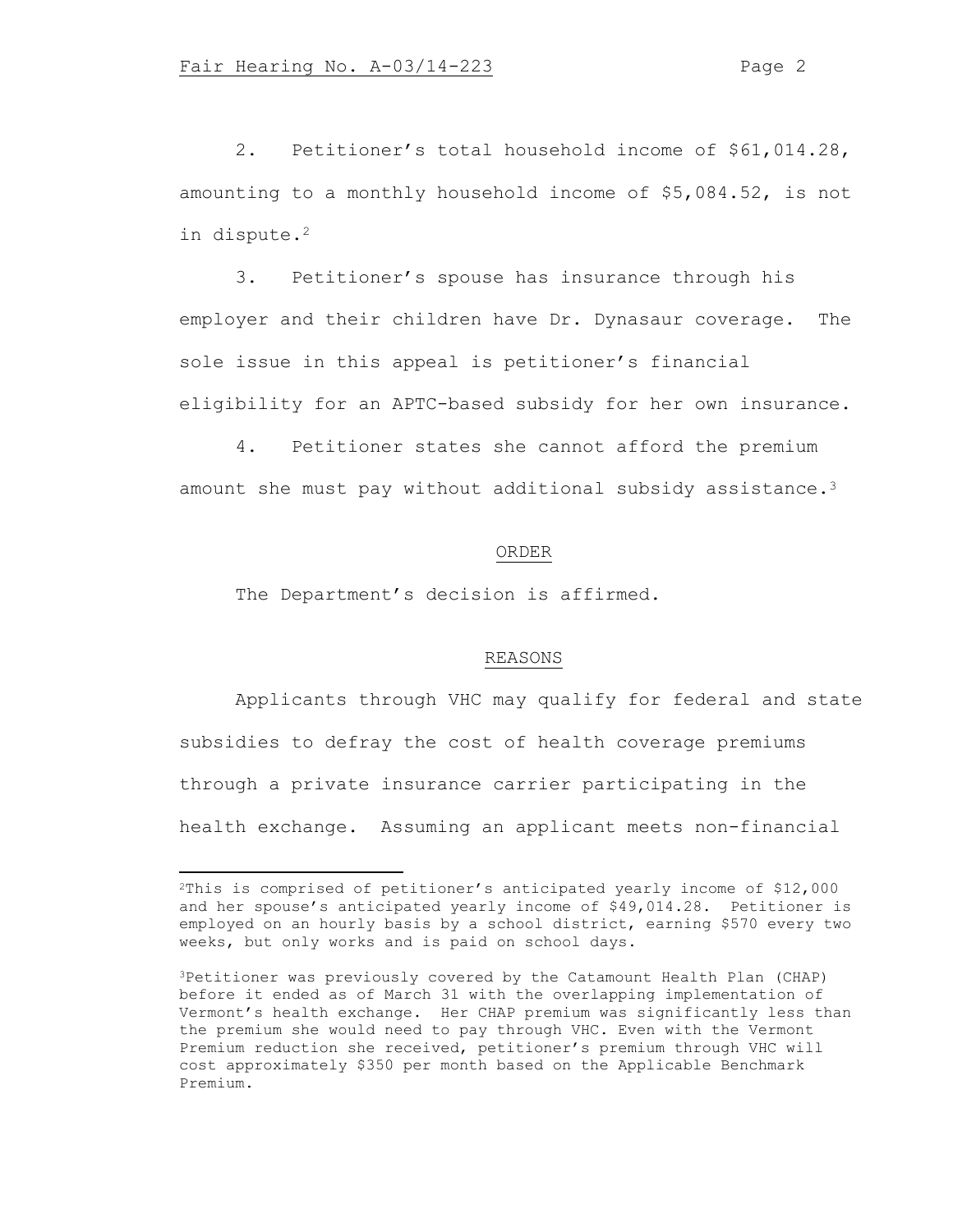2. Petitioner's total household income of $61,014.28, amounting to a monthly household income of $5,084.52, is not in dispute.[2]

3. Petitioner's spouse has insurance through his employer and their children have Dr. Dynasaur coverage. The sole issue in this appeal is petitioner's financial eligibility for an APTC-based subsidy for her own insurance.

4. Petitioner states she cannot afford the premium amount she must pay without additional subsidy assistance.[3]

## ORDER

The Department's decision is affirmed.

## REASONS

Applicants through VHC may qualify for federal and state subsidies to defray the cost of health coverage premiums through a private insurance carrier participating in the health exchange. Assuming an applicant meets non-financial

---

[2] This is comprised of petitioner's anticipated yearly income of $12,000 and her spouse's anticipated yearly income of $49,014.28. Petitioner is employed on an hourly basis by a school district, earning $570 every two weeks, but only works and is paid on school days.

[3] Petitioner was previously covered by the Catamount Health Plan (CHAP) before it ended as of March 31 with the overlapping implementation of Vermont's health exchange. Her CHAP premium was significantly less than the premium she would need to pay through VHC. Even with the Vermont Premium reduction she received, petitioner's premium through VHC will cost approximately $350 per month based on the Applicable Benchmark Premium.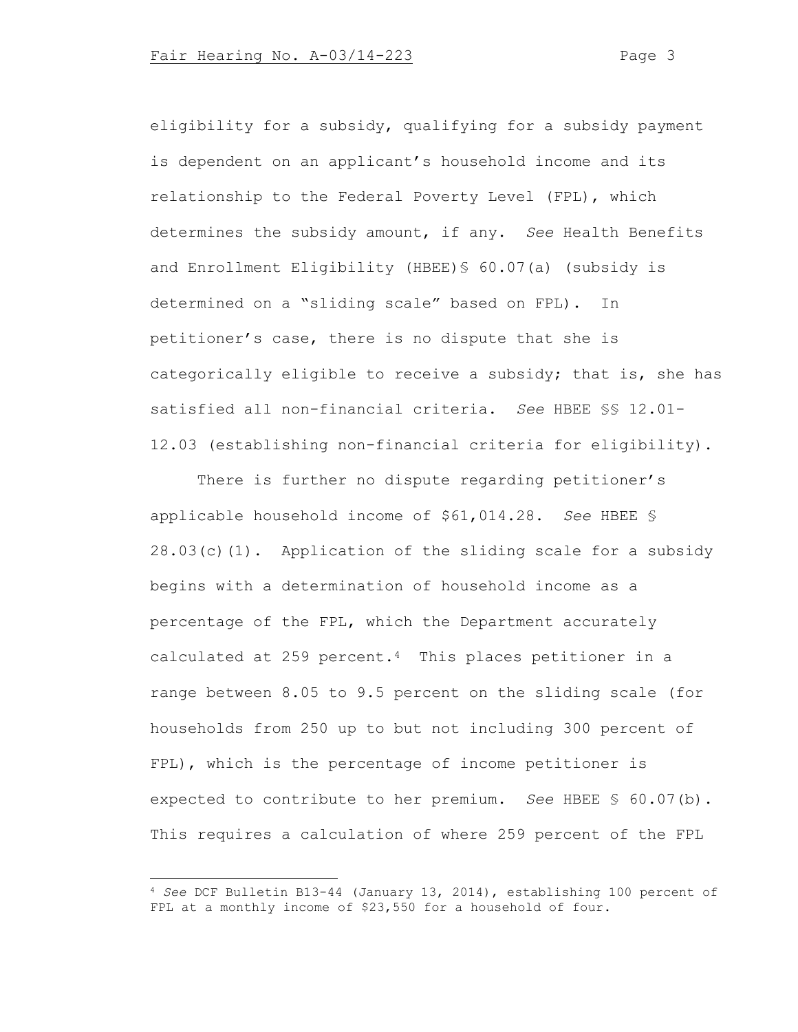eligibility for a subsidy, qualifying for a subsidy payment is dependent on an applicant's household income and its relationship to the Federal Poverty Level (FPL), which determines the subsidy amount, if any. *See* Health Benefits and Enrollment Eligibility (HBEE)§ 60.07(a) (subsidy is determined on a "sliding scale" based on FPL). In petitioner's case, there is no dispute that she is categorically eligible to receive a subsidy; that is, she has satisfied all non-financial criteria. *See* HBEE §§ 12.01-12.03 (establishing non-financial criteria for eligibility).

There is further no dispute regarding petitioner's applicable household income of $61,014.28. *See* HBEE § 28.03(c)(1). Application of the sliding scale for a subsidy begins with a determination of household income as a percentage of the FPL, which the Department accurately calculated at 259 percent.[4] This places petitioner in a range between 8.05 to 9.5 percent on the sliding scale (for households from 250 up to but not including 300 percent of FPL), which is the percentage of income petitioner is expected to contribute to her premium. *See* HBEE § 60.07(b). This requires a calculation of where 259 percent of the FPL

---

[4] *See* DCF Bulletin B13-44 (January 13, 2014), establishing 100 percent of FPL at a monthly income of $23,550 for a household of four.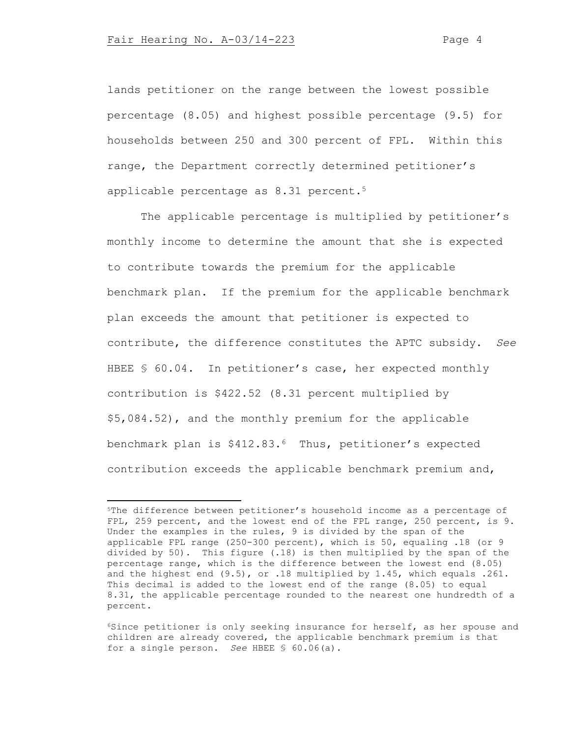lands petitioner on the range between the lowest possible percentage (8.05) and highest possible percentage (9.5) for households between 250 and 300 percent of FPL. Within this range, the Department correctly determined petitioner's applicable percentage as 8.31 percent.[5]

The applicable percentage is multiplied by petitioner's monthly income to determine the amount that she is expected to contribute towards the premium for the applicable benchmark plan. If the premium for the applicable benchmark plan exceeds the amount that petitioner is expected to contribute, the difference constitutes the APTC subsidy. *See* HBEE § 60.04. In petitioner's case, her expected monthly contribution is $422.52 (8.31 percent multiplied by $5,084.52), and the monthly premium for the applicable benchmark plan is $412.83.[6] Thus, petitioner's expected contribution exceeds the applicable benchmark premium and,

---

[5]The difference between petitioner's household income as a percentage of FPL, 259 percent, and the lowest end of the FPL range, 250 percent, is 9. Under the examples in the rules, 9 is divided by the span of the applicable FPL range (250-300 percent), which is 50, equaling .18 (or 9 divided by 50). This figure (.18) is then multiplied by the span of the percentage range, which is the difference between the lowest end (8.05) and the highest end (9.5), or .18 multiplied by 1.45, which equals .261. This decimal is added to the lowest end of the range (8.05) to equal 8.31, the applicable percentage rounded to the nearest one hundredth of a percent.

[6]Since petitioner is only seeking insurance for herself, as her spouse and children are already covered, the applicable benchmark premium is that for a single person. *See* HBEE § 60.06(a).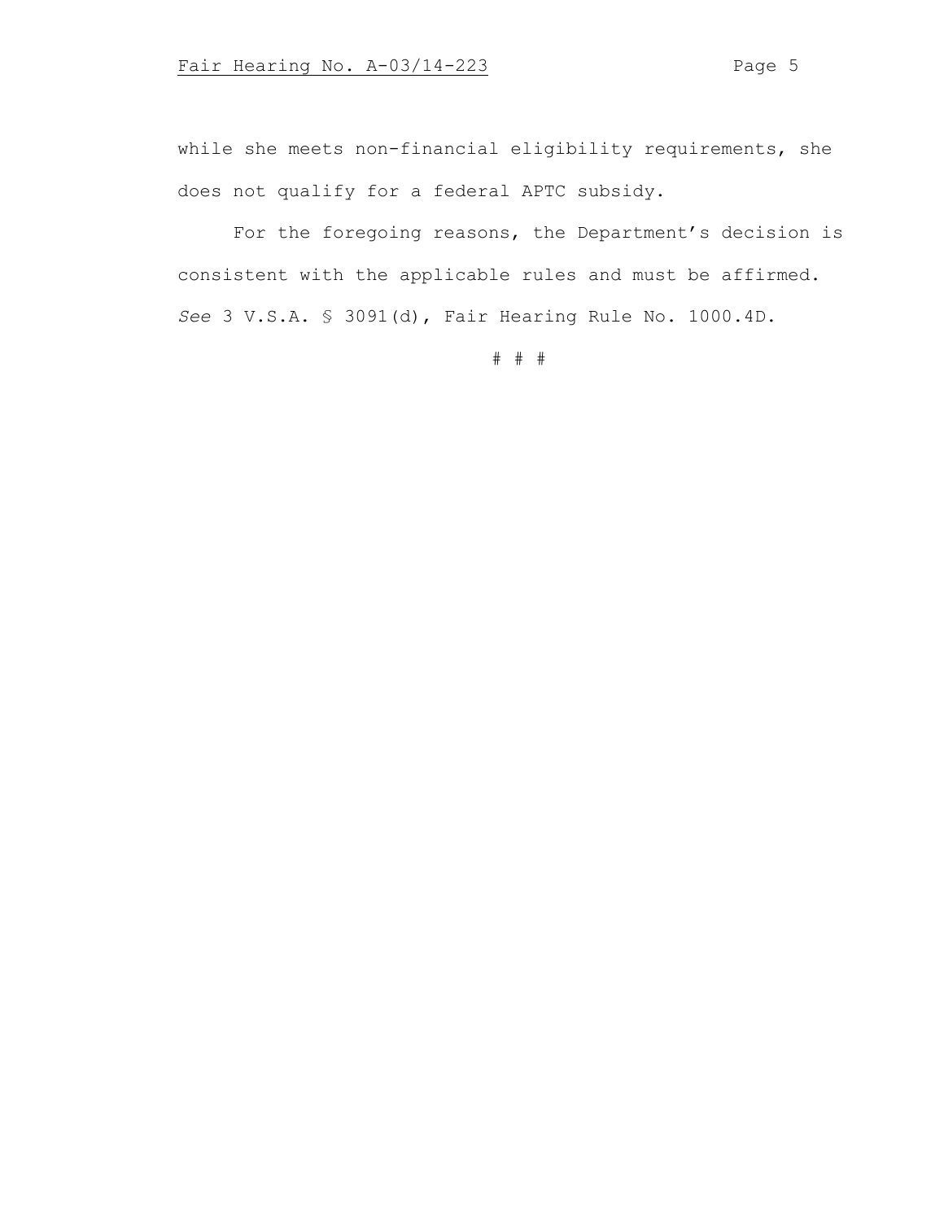while she meets non-financial eligibility requirements, she does not qualify for a federal APTC subsidy.

For the foregoing reasons, the Department's decision is consistent with the applicable rules and must be affirmed. *See* 3 V.S.A. § 3091(d), Fair Hearing Rule No. 1000.4D.

# # #